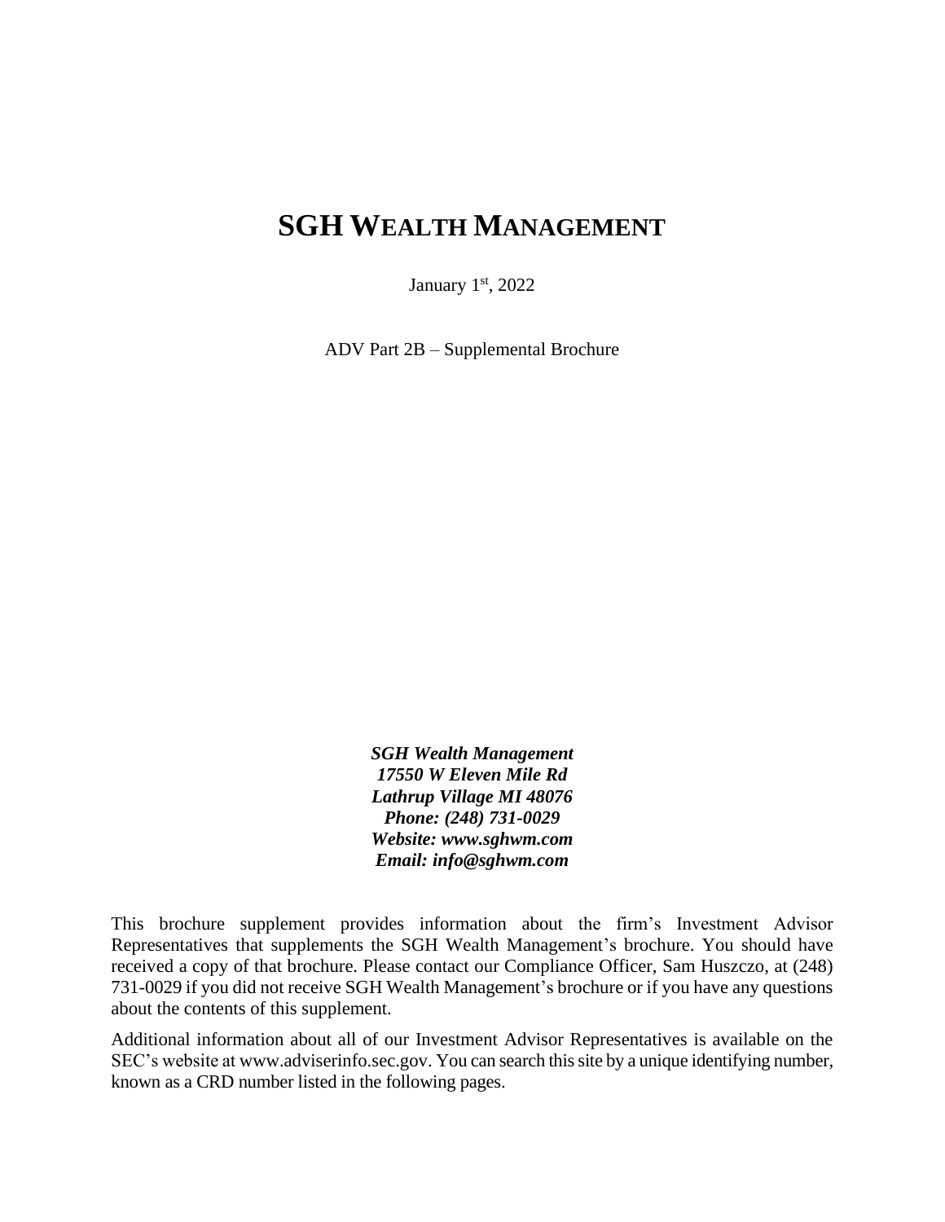# SGH Wealth Management

January 1st, 2022

ADV Part 2B – Supplemental Brochure

***SGH Wealth Management***
***17550 W Eleven Mile Rd***
***Lathrup Village MI 48076***
***Phone: (248) 731-0029***
***Website: www.sghwm.com***
***Email: info@sghwm.com***

This brochure supplement provides information about the firm's Investment Advisor Representatives that supplements the SGH Wealth Management's brochure. You should have received a copy of that brochure. Please contact our Compliance Officer, Sam Huszczo, at (248) 731-0029 if you did not receive SGH Wealth Management's brochure or if you have any questions about the contents of this supplement.

Additional information about all of our Investment Advisor Representatives is available on the SEC's website at www.adviserinfo.sec.gov. You can search this site by a unique identifying number, known as a CRD number listed in the following pages.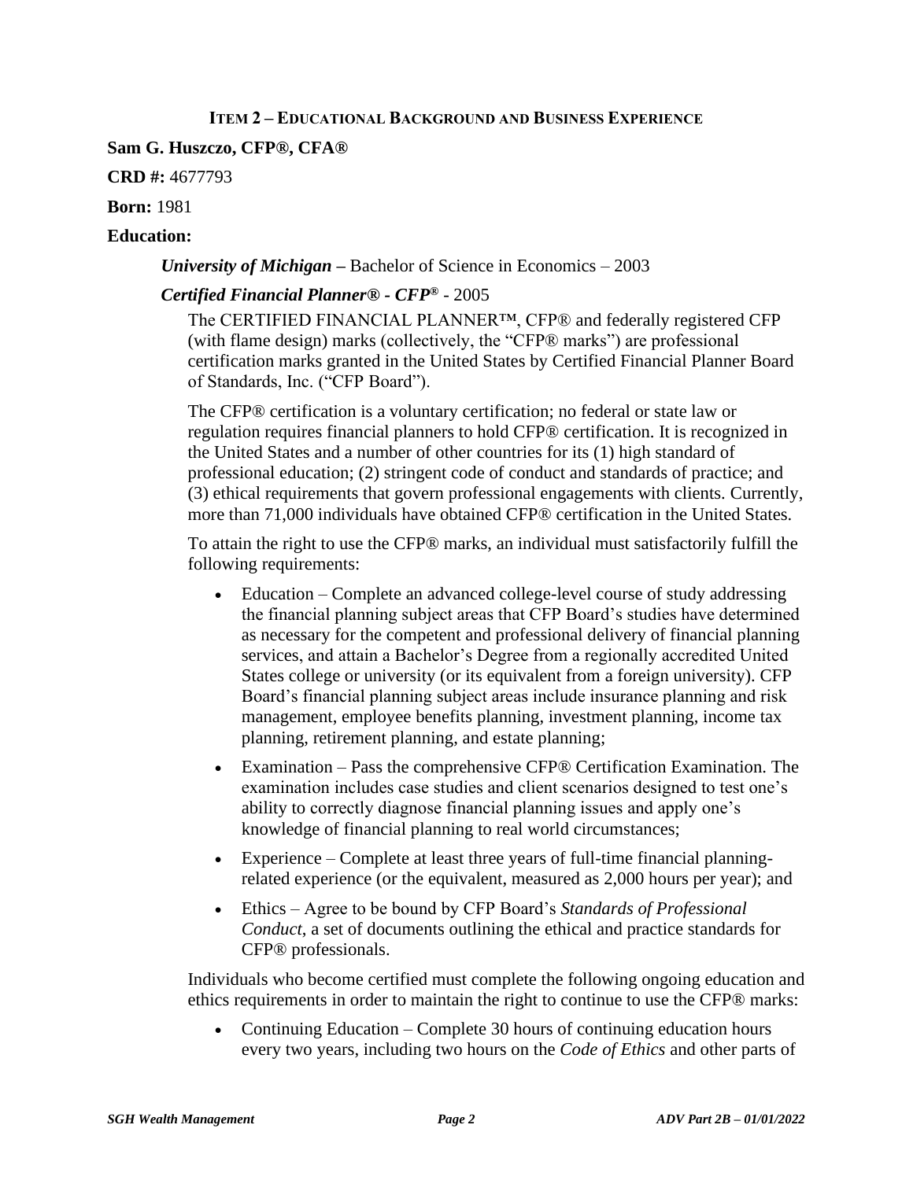## ITEM 2 – EDUCATIONAL BACKGROUND AND BUSINESS EXPERIENCE

**Sam G. Huszczo, CFP®, CFA®**

**CRD #:** 4677793

**Born:** 1981

**Education:**

***University of Michigan –*** Bachelor of Science in Economics – 2003

***Certified Financial Planner® - CFP®*** - 2005

The CERTIFIED FINANCIAL PLANNER™, CFP® and federally registered CFP (with flame design) marks (collectively, the "CFP® marks") are professional certification marks granted in the United States by Certified Financial Planner Board of Standards, Inc. ("CFP Board").

The CFP® certification is a voluntary certification; no federal or state law or regulation requires financial planners to hold CFP® certification. It is recognized in the United States and a number of other countries for its (1) high standard of professional education; (2) stringent code of conduct and standards of practice; and (3) ethical requirements that govern professional engagements with clients. Currently, more than 71,000 individuals have obtained CFP® certification in the United States.

To attain the right to use the CFP® marks, an individual must satisfactorily fulfill the following requirements:

- Education – Complete an advanced college-level course of study addressing the financial planning subject areas that CFP Board's studies have determined as necessary for the competent and professional delivery of financial planning services, and attain a Bachelor's Degree from a regionally accredited United States college or university (or its equivalent from a foreign university). CFP Board's financial planning subject areas include insurance planning and risk management, employee benefits planning, investment planning, income tax planning, retirement planning, and estate planning;
- Examination – Pass the comprehensive CFP® Certification Examination. The examination includes case studies and client scenarios designed to test one's ability to correctly diagnose financial planning issues and apply one's knowledge of financial planning to real world circumstances;
- Experience – Complete at least three years of full-time financial planning-related experience (or the equivalent, measured as 2,000 hours per year); and
- Ethics – Agree to be bound by CFP Board's *Standards of Professional Conduct*, a set of documents outlining the ethical and practice standards for CFP® professionals.

Individuals who become certified must complete the following ongoing education and ethics requirements in order to maintain the right to continue to use the CFP® marks:

- Continuing Education – Complete 30 hours of continuing education hours every two years, including two hours on the *Code of Ethics* and other parts of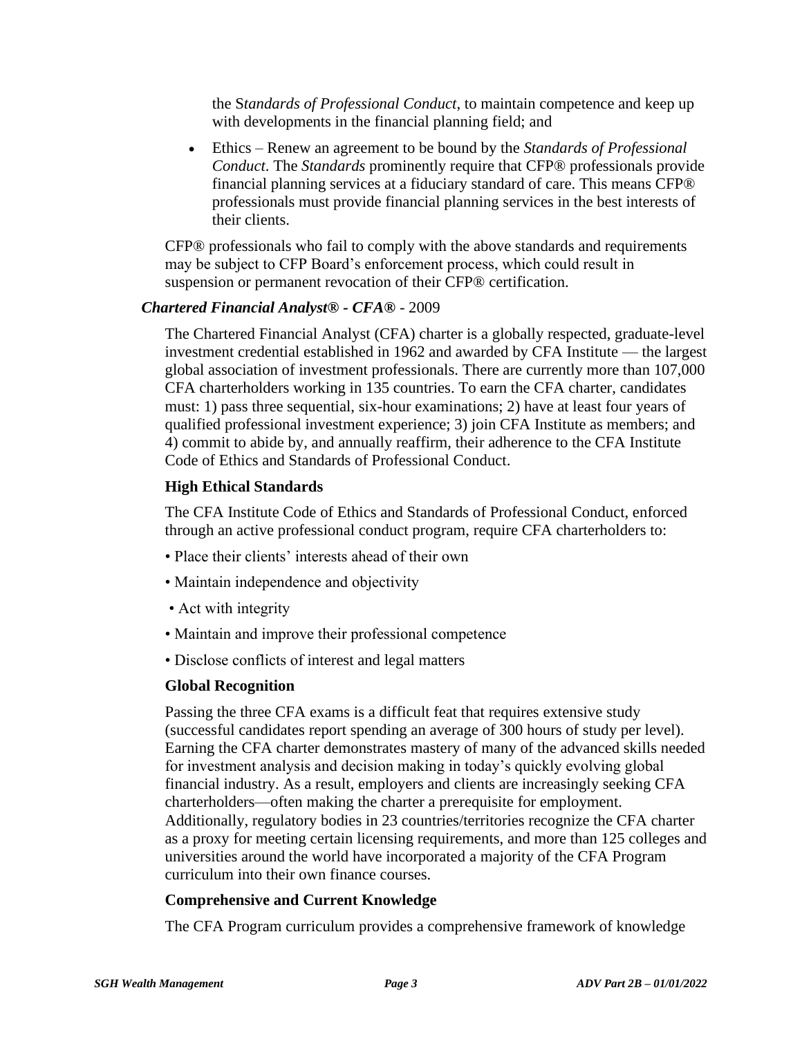the S*tandards of Professional Conduct*, to maintain competence and keep up with developments in the financial planning field; and

- Ethics – Renew an agreement to be bound by the *Standards of Professional Conduct*. The *Standards* prominently require that CFP® professionals provide financial planning services at a fiduciary standard of care. This means CFP® professionals must provide financial planning services in the best interests of their clients.

CFP® professionals who fail to comply with the above standards and requirements may be subject to CFP Board's enforcement process, which could result in suspension or permanent revocation of their CFP® certification.

***Chartered Financial Analyst® - CFA®*** - 2009

The Chartered Financial Analyst (CFA) charter is a globally respected, graduate-level investment credential established in 1962 and awarded by CFA Institute — the largest global association of investment professionals. There are currently more than 107,000 CFA charterholders working in 135 countries. To earn the CFA charter, candidates must: 1) pass three sequential, six-hour examinations; 2) have at least four years of qualified professional investment experience; 3) join CFA Institute as members; and 4) commit to abide by, and annually reaffirm, their adherence to the CFA Institute Code of Ethics and Standards of Professional Conduct.

**High Ethical Standards**

The CFA Institute Code of Ethics and Standards of Professional Conduct, enforced through an active professional conduct program, require CFA charterholders to:

- Place their clients' interests ahead of their own
- Maintain independence and objectivity
- Act with integrity
- Maintain and improve their professional competence
- Disclose conflicts of interest and legal matters

**Global Recognition**

Passing the three CFA exams is a difficult feat that requires extensive study (successful candidates report spending an average of 300 hours of study per level). Earning the CFA charter demonstrates mastery of many of the advanced skills needed for investment analysis and decision making in today's quickly evolving global financial industry. As a result, employers and clients are increasingly seeking CFA charterholders—often making the charter a prerequisite for employment. Additionally, regulatory bodies in 23 countries/territories recognize the CFA charter as a proxy for meeting certain licensing requirements, and more than 125 colleges and universities around the world have incorporated a majority of the CFA Program curriculum into their own finance courses.

**Comprehensive and Current Knowledge**

The CFA Program curriculum provides a comprehensive framework of knowledge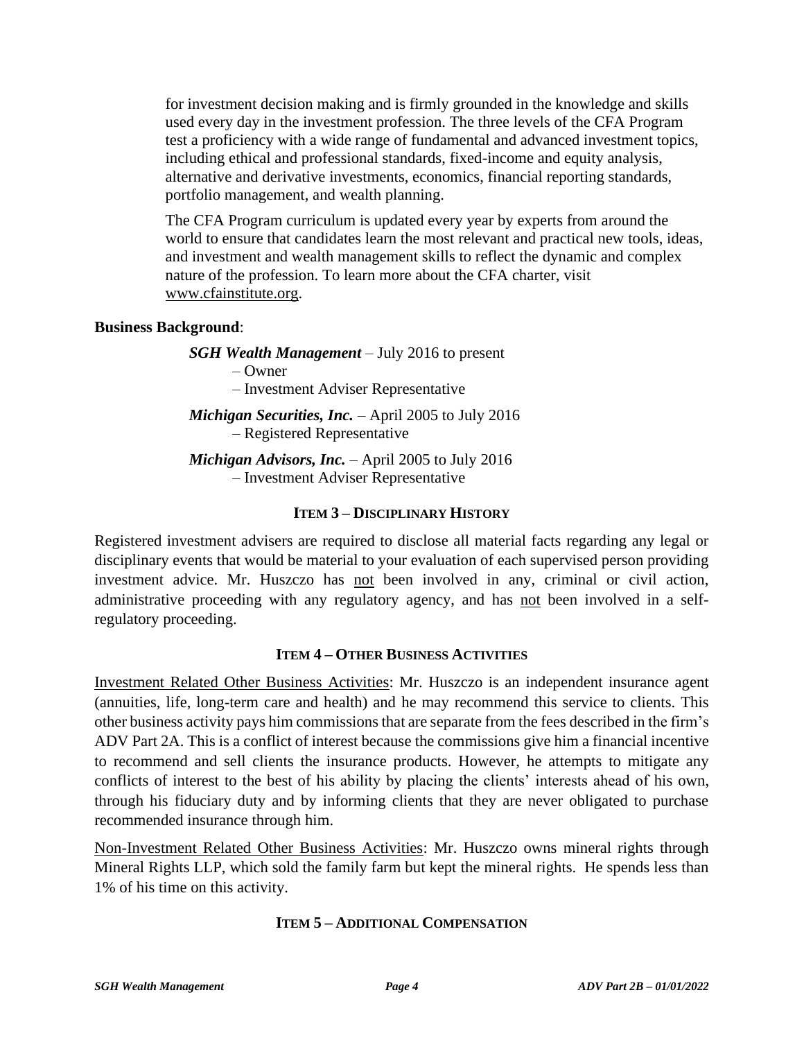for investment decision making and is firmly grounded in the knowledge and skills used every day in the investment profession. The three levels of the CFA Program test a proficiency with a wide range of fundamental and advanced investment topics, including ethical and professional standards, fixed-income and equity analysis, alternative and derivative investments, economics, financial reporting standards, portfolio management, and wealth planning.

The CFA Program curriculum is updated every year by experts from around the world to ensure that candidates learn the most relevant and practical new tools, ideas, and investment and wealth management skills to reflect the dynamic and complex nature of the profession. To learn more about the CFA charter, visit www.cfainstitute.org.

**Business Background**:

***SGH Wealth Management*** – July 2016 to present
– Owner
– Investment Adviser Representative

***Michigan Securities, Inc.*** – April 2005 to July 2016
– Registered Representative

***Michigan Advisors, Inc.*** – April 2005 to July 2016
– Investment Adviser Representative

## ITEM 3 – DISCIPLINARY HISTORY

Registered investment advisers are required to disclose all material facts regarding any legal or disciplinary events that would be material to your evaluation of each supervised person providing investment advice. Mr. Huszczo has not been involved in any, criminal or civil action, administrative proceeding with any regulatory agency, and has not been involved in a self-regulatory proceeding.

## ITEM 4 – OTHER BUSINESS ACTIVITIES

Investment Related Other Business Activities: Mr. Huszczo is an independent insurance agent (annuities, life, long-term care and health) and he may recommend this service to clients. This other business activity pays him commissions that are separate from the fees described in the firm's ADV Part 2A. This is a conflict of interest because the commissions give him a financial incentive to recommend and sell clients the insurance products. However, he attempts to mitigate any conflicts of interest to the best of his ability by placing the clients' interests ahead of his own, through his fiduciary duty and by informing clients that they are never obligated to purchase recommended insurance through him.

Non-Investment Related Other Business Activities: Mr. Huszczo owns mineral rights through Mineral Rights LLP, which sold the family farm but kept the mineral rights. He spends less than 1% of his time on this activity.

## ITEM 5 – ADDITIONAL COMPENSATION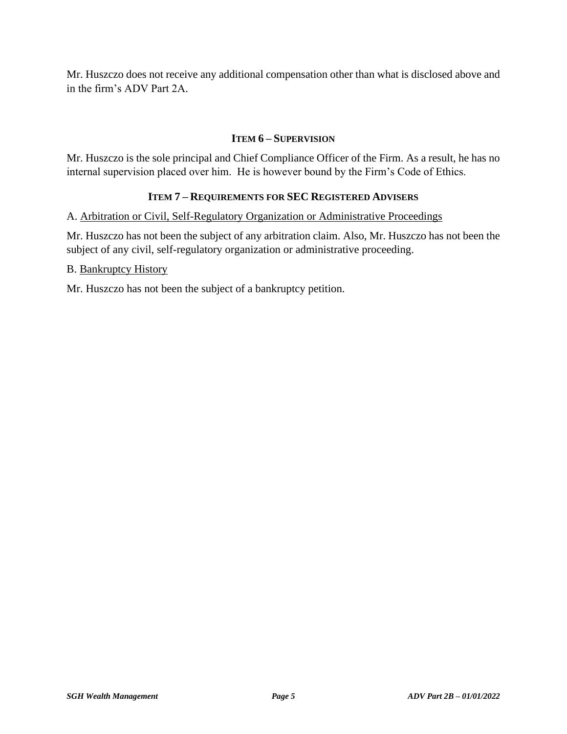Mr. Huszczo does not receive any additional compensation other than what is disclosed above and in the firm's ADV Part 2A.

## Item 6 – Supervision

Mr. Huszczo is the sole principal and Chief Compliance Officer of the Firm. As a result, he has no internal supervision placed over him. He is however bound by the Firm's Code of Ethics.

## Item 7 – Requirements for SEC Registered Advisers

A. Arbitration or Civil, Self-Regulatory Organization or Administrative Proceedings

Mr. Huszczo has not been the subject of any arbitration claim. Also, Mr. Huszczo has not been the subject of any civil, self-regulatory organization or administrative proceeding.

B. Bankruptcy History

Mr. Huszczo has not been the subject of a bankruptcy petition.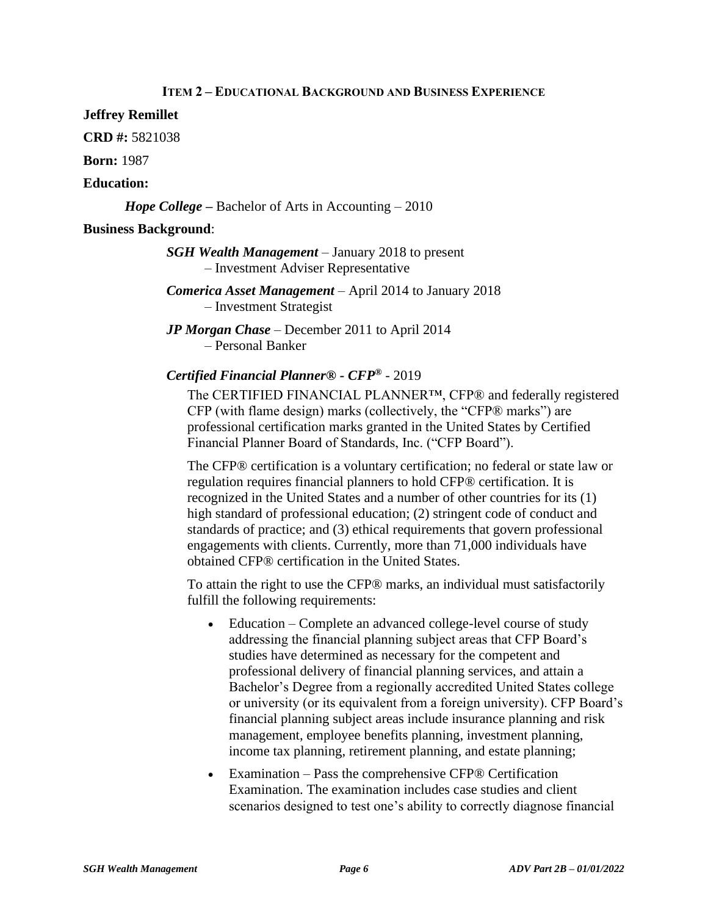## ITEM 2 – EDUCATIONAL BACKGROUND AND BUSINESS EXPERIENCE

**Jeffrey Remillet**

**CRD #:** 5821038

**Born:** 1987

**Education:**

***Hope College –*** Bachelor of Arts in Accounting – 2010

**Business Background**:

***SGH Wealth Management*** – January 2018 to present
– Investment Adviser Representative

***Comerica Asset Management*** – April 2014 to January 2018
– Investment Strategist

***JP Morgan Chase*** – December 2011 to April 2014
– Personal Banker

***Certified Financial Planner® - CFP®*** - 2019

The CERTIFIED FINANCIAL PLANNER™, CFP® and federally registered CFP (with flame design) marks (collectively, the "CFP® marks") are professional certification marks granted in the United States by Certified Financial Planner Board of Standards, Inc. ("CFP Board").

The CFP® certification is a voluntary certification; no federal or state law or regulation requires financial planners to hold CFP® certification. It is recognized in the United States and a number of other countries for its (1) high standard of professional education; (2) stringent code of conduct and standards of practice; and (3) ethical requirements that govern professional engagements with clients. Currently, more than 71,000 individuals have obtained CFP® certification in the United States.

To attain the right to use the CFP® marks, an individual must satisfactorily fulfill the following requirements:

- Education – Complete an advanced college-level course of study addressing the financial planning subject areas that CFP Board's studies have determined as necessary for the competent and professional delivery of financial planning services, and attain a Bachelor's Degree from a regionally accredited United States college or university (or its equivalent from a foreign university). CFP Board's financial planning subject areas include insurance planning and risk management, employee benefits planning, investment planning, income tax planning, retirement planning, and estate planning;
- Examination – Pass the comprehensive CFP® Certification Examination. The examination includes case studies and client scenarios designed to test one's ability to correctly diagnose financial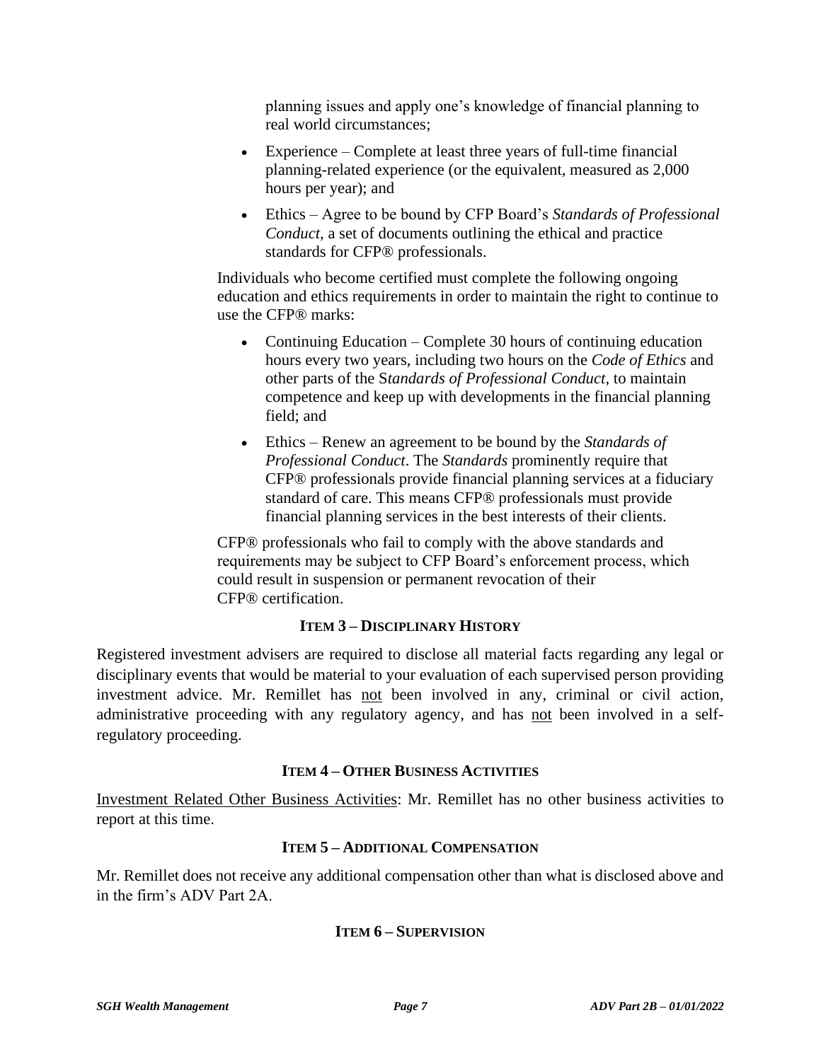planning issues and apply one's knowledge of financial planning to real world circumstances;

- Experience – Complete at least three years of full-time financial planning-related experience (or the equivalent, measured as 2,000 hours per year); and
- Ethics – Agree to be bound by CFP Board's *Standards of Professional Conduct*, a set of documents outlining the ethical and practice standards for CFP® professionals.

Individuals who become certified must complete the following ongoing education and ethics requirements in order to maintain the right to continue to use the CFP® marks:

- Continuing Education – Complete 30 hours of continuing education hours every two years, including two hours on the *Code of Ethics* and other parts of the S*tandards of Professional Conduct*, to maintain competence and keep up with developments in the financial planning field; and
- Ethics – Renew an agreement to be bound by the *Standards of Professional Conduct*. The *Standards* prominently require that CFP® professionals provide financial planning services at a fiduciary standard of care. This means CFP® professionals must provide financial planning services in the best interests of their clients.

CFP® professionals who fail to comply with the above standards and requirements may be subject to CFP Board's enforcement process, which could result in suspension or permanent revocation of their CFP® certification.

## ITEM 3 – DISCIPLINARY HISTORY

Registered investment advisers are required to disclose all material facts regarding any legal or disciplinary events that would be material to your evaluation of each supervised person providing investment advice. Mr. Remillet has not been involved in any, criminal or civil action, administrative proceeding with any regulatory agency, and has not been involved in a self-regulatory proceeding.

## ITEM 4 – OTHER BUSINESS ACTIVITIES

Investment Related Other Business Activities: Mr. Remillet has no other business activities to report at this time.

## ITEM 5 – ADDITIONAL COMPENSATION

Mr. Remillet does not receive any additional compensation other than what is disclosed above and in the firm's ADV Part 2A.

## ITEM 6 – SUPERVISION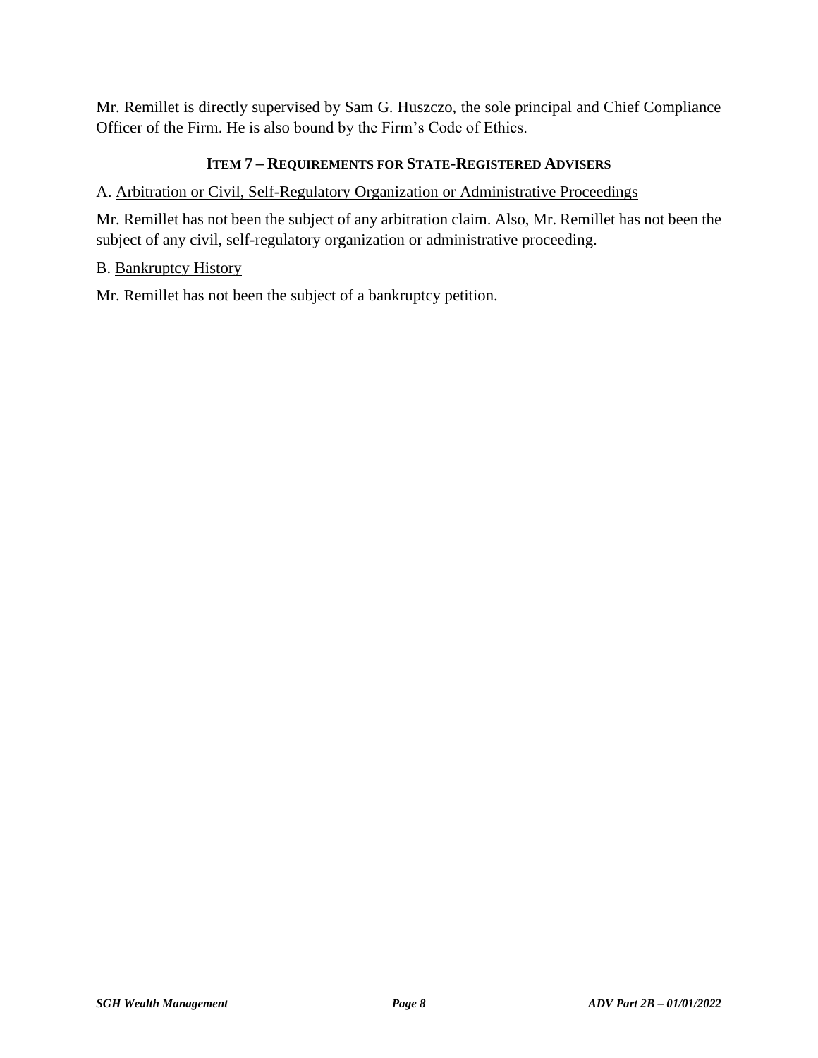Mr. Remillet is directly supervised by Sam G. Huszczo, the sole principal and Chief Compliance Officer of the Firm. He is also bound by the Firm's Code of Ethics.

## ITEM 7 – REQUIREMENTS FOR STATE-REGISTERED ADVISERS

A. Arbitration or Civil, Self-Regulatory Organization or Administrative Proceedings

Mr. Remillet has not been the subject of any arbitration claim. Also, Mr. Remillet has not been the subject of any civil, self-regulatory organization or administrative proceeding.

B. Bankruptcy History

Mr. Remillet has not been the subject of a bankruptcy petition.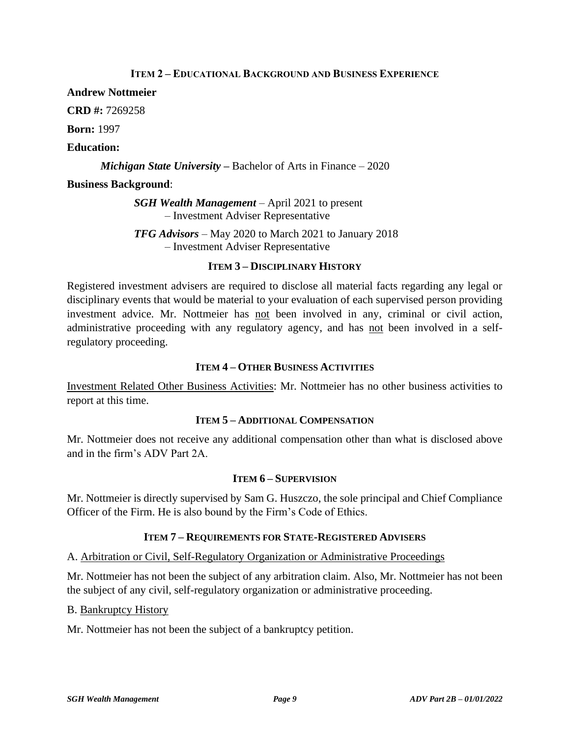### Item 2 – Educational Background and Business Experience

**Andrew Nottmeier**

**CRD #:** 7269258

**Born:** 1997

**Education:**

*Michigan State University* – Bachelor of Arts in Finance – 2020

**Business Background**:

***SGH Wealth Management*** – April 2021 to present
– Investment Adviser Representative

***TFG Advisors*** – May 2020 to March 2021 to January 2018
– Investment Adviser Representative

### Item 3 – Disciplinary History

Registered investment advisers are required to disclose all material facts regarding any legal or disciplinary events that would be material to your evaluation of each supervised person providing investment advice. Mr. Nottmeier has not been involved in any, criminal or civil action, administrative proceeding with any regulatory agency, and has not been involved in a self-regulatory proceeding.

### Item 4 – Other Business Activities

Investment Related Other Business Activities: Mr. Nottmeier has no other business activities to report at this time.

### Item 5 – Additional Compensation

Mr. Nottmeier does not receive any additional compensation other than what is disclosed above and in the firm's ADV Part 2A.

### Item 6 – Supervision

Mr. Nottmeier is directly supervised by Sam G. Huszczo, the sole principal and Chief Compliance Officer of the Firm. He is also bound by the Firm's Code of Ethics.

### Item 7 – Requirements for State-Registered Advisers

A. Arbitration or Civil, Self-Regulatory Organization or Administrative Proceedings

Mr. Nottmeier has not been the subject of any arbitration claim. Also, Mr. Nottmeier has not been the subject of any civil, self-regulatory organization or administrative proceeding.

B. Bankruptcy History

Mr. Nottmeier has not been the subject of a bankruptcy petition.